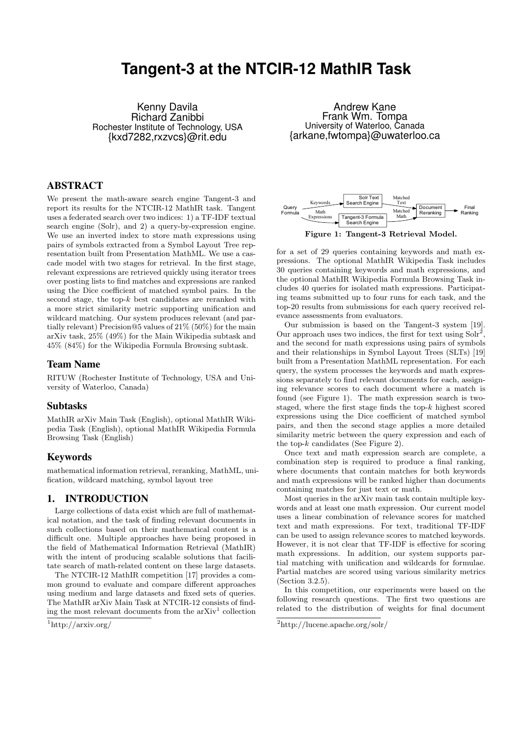# Tangent-3 at the NTCIR-12 MathIR Task

Kenny Davila
Richard Zanibbi
Rochester Institute of Technology, USA
{kxd7282,rxzvcs}@rit.edu

Andrew Kane
Frank Wm. Tompa
University of Waterloo, Canada
{arkane,fwtompa}@uwaterloo.ca

## ABSTRACT

We present the math-aware search engine Tangent-3 and report its results for the NTCIR-12 MathIR task. Tangent uses a federated search over two indices: 1) a TF-IDF textual search engine (Solr), and 2) a query-by-expression engine. We use an inverted index to store math expressions using pairs of symbols extracted from a Symbol Layout Tree representation built from Presentation MathML. We use a cascade model with two stages for retrieval. In the first stage, relevant expressions are retrieved quickly using iterator trees over posting lists to find matches and expressions are ranked using the Dice coefficient of matched symbol pairs. In the second stage, the top-$k$ best candidates are reranked with a more strict similarity metric supporting unification and wildcard matching. Our system produces relevant (and partially relevant) Precision@5 values of 21% (50%) for the main arXiv task, 25% (49%) for the Main Wikipedia subtask and 45% (84%) for the Wikipedia Formula Browsing subtask.

## Team Name

RITUW (Rochester Institute of Technology, USA and University of Waterloo, Canada)

## Subtasks

MathIR arXiv Main Task (English), optional MathIR Wikipedia Task (English), optional MathIR Wikipedia Formula Browsing Task (English)

## Keywords

mathematical information retrieval, reranking, MathML, unification, wildcard matching, symbol layout tree

## 1. INTRODUCTION

Large collections of data exist which are full of mathematical notation, and the task of finding relevant documents in such collections based on their mathematical content is a difficult one. Multiple approaches have being proposed in the field of Mathematical Information Retrieval (MathIR) with the intent of producing scalable solutions that facilitate search of math-related content on these large datasets.

The NTCIR-12 MathIR competition [17] provides a common ground to evaluate and compare different approaches using medium and large datasets and fixed sets of queries. The MathIR arXiv Main Task at NTCIR-12 consists of finding the most relevant documents from the arXiv[1] collection for a set of 29 queries containing keywords and math expressions. The optional MathIR Wikipedia Task includes 30 queries containing keywords and math expressions, and the optional MathIR Wikipedia Formula Browsing Task includes 40 queries for isolated math expressions. Participating teams submitted up to four runs for each task, and the top-20 results from submissions for each query received relevance assessments from evaluators.

[1]http://arxiv.org/

Figure 1: Tangent-3 Retrieval Model.

Our submission is based on the Tangent-3 system [19]. Our approach uses two indices, the first for text using Solr[2], and the second for math expressions using pairs of symbols and their relationships in Symbol Layout Trees (SLTs) [19] built from a Presentation MathML representation. For each query, the system processes the keywords and math expressions separately to find relevant documents for each, assigning relevance scores to each document where a match is found (see Figure 1). The math expression search is two-staged, where the first stage finds the top-$k$ highest scored expressions using the Dice coefficient of matched symbol pairs, and then the second stage applies a more detailed similarity metric between the query expression and each of the top-$k$ candidates (See Figure 2).

Once text and math expression search are complete, a combination step is required to produce a final ranking, where documents that contain matches for both keywords and math expressions will be ranked higher than documents containing matches for just text or math.

Most queries in the arXiv main task contain multiple keywords and at least one math expression. Our current model uses a linear combination of relevance scores for matched text and math expressions. For text, traditional TF-IDF can be used to assign relevance scores to matched keywords. However, it is not clear that TF-IDF is effective for scoring math expressions. In addition, our system supports partial matching with unification and wildcards for formulae. Partial matches are scored using various similarity metrics (Section 3.2.5).

In this competition, our experiments were based on the following research questions. The first two questions are related to the distribution of weights for final document

[2]http://lucene.apache.org/solr/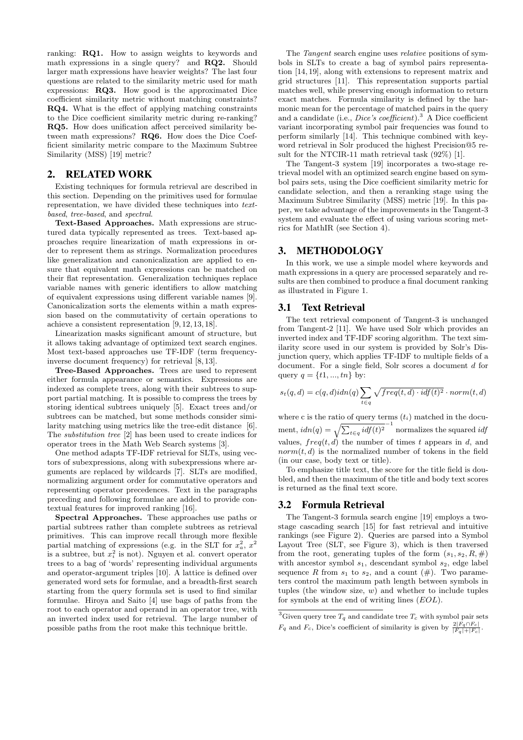ranking: **RQ1.** How to assign weights to keywords and math expressions in a single query? and **RQ2.** Should larger math expressions have heavier weights? The last four questions are related to the similarity metric used for math expressions: **RQ3.** How good is the approximated Dice coefficient similarity metric without matching constraints? **RQ4.** What is the effect of applying matching constraints to the Dice coefficient similarity metric during re-ranking? **RQ5.** How does unification affect perceived similarity between math expressions? **RQ6.** How does the Dice Coefficient similarity metric compare to the Maximum Subtree Similarity (MSS) [19] metric?

## 2. RELATED WORK

Existing techniques for formula retrieval are described in this section. Depending on the primitives used for formulae representation, we have divided these techniques into *text-based*, *tree-based*, and *spectral*.

**Text-Based Approaches.** Math expressions are structured data typically represented as trees. Text-based approaches require linearization of math expressions in order to represent them as strings. Normalization procedures like generalization and canonicalization are applied to ensure that equivalent math expressions can be matched on their flat representation. Generalization techniques replace variable names with generic identifiers to allow matching of equivalent expressions using different variable names [9]. Canonicalization sorts the elements within a math expression based on the commutativity of certain operations to achieve a consistent representation [9, 12, 13, 18].

Linearization masks significant amount of structure, but it allows taking advantage of optimized text search engines. Most text-based approaches use TF-IDF (term frequency-inverse document frequency) for retrieval [8, 13].

**Tree-Based Approaches.** Trees are used to represent either formula appearance or semantics. Expressions are indexed as complete trees, along with their subtrees to support partial matching. It is possible to compress the trees by storing identical subtrees uniquely [5]. Exact trees and/or subtrees can be matched, but some methods consider similarity matching using metrics like the tree-edit distance [6]. The *substitution tree* [2] has been used to create indices for operator trees in the Math Web Search systems [3].

One method adapts TF-IDF retrieval for SLTs, using vectors of subexpressions, along with subexpressions where arguments are replaced by wildcards [7]. SLTs are modified, normalizing argument order for commutative operators and representing operator precedences. Text in the paragraphs preceding and following formulae are added to provide contextual features for improved ranking [16].

**Spectral Approaches.** These approaches use paths or partial subtrees rather than complete subtrees as retrieval primitives. This can improve recall through more flexible partial matching of expressions (e.g. in the SLT for $x_a^2$, $x^2$ is a subtree, but $x_i^2$ is not). Nguyen et al. convert operator trees to a bag of 'words' representing individual arguments and operator-argument triples [10]. A lattice is defined over generated word sets for formulae, and a breadth-first search starting from the query formula set is used to find similar formulae. Hiroya and Saito [4] use bags of paths from the root to each operator and operand in an operator tree, with an inverted index used for retrieval. The large number of possible paths from the root make this technique brittle.

The *Tangent* search engine uses *relative* positions of symbols in SLTs to create a bag of symbol pairs representation [14, 19], along with extensions to represent matrix and grid structures [11]. This representation supports partial matches well, while preserving enough information to return exact matches. Formula similarity is defined by the harmonic mean for the percentage of matched pairs in the query and a candidate (i.e., *Dice's coefficient*).[3] A Dice coefficient variant incorporating symbol pair frequencies was found to perform similarly [14]. This technique combined with keyword retrieval in Solr produced the highest Precision@5 result for the NTCIR-11 math retrieval task (92%) [1].

The Tangent-3 system [19] incorporates a two-stage retrieval model with an optimized search engine based on symbol pairs sets, using the Dice coefficient similarity metric for candidate selection, and then a reranking stage using the Maximum Subtree Similarity (MSS) metric [19]. In this paper, we take advantage of the improvements in the Tangent-3 system and evaluate the effect of using various scoring metrics for MathIR (see Section 4).

## 3. METHODOLOGY

In this work, we use a simple model where keywords and math expressions in a query are processed separately and results are then combined to produce a final document ranking as illustrated in Figure 1.

### 3.1 Text Retrieval

The text retrieval component of Tangent-3 is unchanged from Tangent-2 [11]. We have used Solr which provides an inverted index and TF-IDF scoring algorithm. The text similarity score used in our system is provided by Solr's Disjunction query, which applies TF-IDF to multiple fields of a document. For a single field, Solr scores a document $d$ for query $q = \{t1, ..., tn\}$ by:

$$s_t(q, d) = c(q, d)idn(q) \sum_{t \in q} \sqrt{freq(t, d) \cdot idf(t)^2} \cdot norm(t, d)$$

where c is the ratio of query terms ($t_i$) matched in the document, $idn(q) = \sqrt{\sum_{t \in q} idf(t)^2}^{-1}$ normalizes the squared $idf$ values, $freq(t, d)$ the number of times $t$ appears in $d$, and $norm(t, d)$ is the normalized number of tokens in the field (in our case, body text or title).

To emphasize title text, the score for the title field is doubled, and then the maximum of the title and body text scores is returned as the final text score.

### 3.2 Formula Retrieval

The Tangent-3 formula search engine [19] employs a two-stage cascading search [15] for fast retrieval and intuitive rankings (see Figure 2). Queries are parsed into a Symbol Layout Tree (SLT, see Figure 3), which is then traversed from the root, generating tuples of the form $(s_1, s_2, R, \#)$ with ancestor symbol $s_1$, descendant symbol $s_2$, edge label sequence $R$ from $s_1$ to $s_2$, and a count ($\#$). Two parameters control the maximum path length between symbols in tuples (the window size, $w$) and whether to include tuples for symbols at the end of writing lines ($EOL$).

[3] Given query tree $T_q$ and candidate tree $T_c$ with symbol pair sets $F_q$ and $F_c$, Dice's coefficient of similarity is given by $\frac{2|F_q \cap F_c|}{|F_q|+|F_c|}$.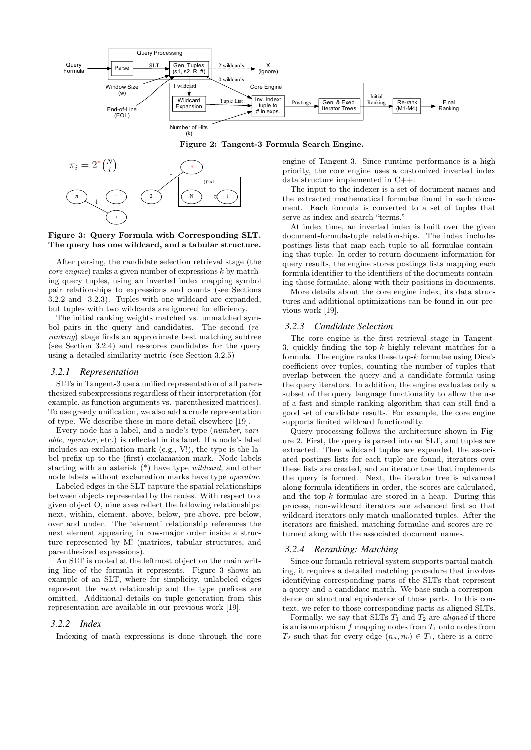Figure 2: Tangent-3 Formula Search Engine.

$\pi_i = 2^*\binom{N}{i}$

Figure 3: Query Formula with Corresponding SLT. The query has one wildcard, and a tabular structure.

After parsing, the candidate selection retrieval stage (the *core engine*) ranks a given number of expressions $k$ by matching query tuples, using an inverted index mapping symbol pair relationships to expressions and counts (see Sections 3.2.2 and 3.2.3). Tuples with one wildcard are expanded, but tuples with two wildcards are ignored for efficiency.

The initial ranking weights matched vs. unmatched symbol pairs in the query and candidates. The second (*re-ranking*) stage finds an approximate best matching subtree (see Section 3.2.4) and re-scores candidates for the query using a detailed similarity metric (see Section 3.2.5)

### 3.2.1 Representation

SLTs in Tangent-3 use a unified representation of all parenthesized subexpressions regardless of their interpretation (for example, as function arguments vs. parenthesized matrices). To use greedy unification, we also add a crude representation of type. We describe these in more detail elsewhere [19].

Every node has a label, and a node's type (*number*, *variable*, *operator*, etc.) is reflected in its label. If a node's label includes an exclamation mark (e.g., V!), the type is the label prefix up to the (first) exclamation mark. Node labels starting with an asterisk (*) have type *wildcard*, and other node labels without exclamation marks have type *operator*.

Labeled edges in the SLT capture the spatial relationships between objects represented by the nodes. With respect to a given object O, nine axes reflect the following relationships: next, within, element, above, below, pre-above, pre-below, over and under. The 'element' relationship references the next element appearing in row-major order inside a structure represented by M! (matrices, tabular structures, and parenthesized expressions).

An SLT is rooted at the leftmost object on the main writing line of the formula it represents. Figure 3 shows an example of an SLT, where for simplicity, unlabeled edges represent the *next* relationship and the type prefixes are omitted. Additional details on tuple generation from this representation are available in our previous work [19].

### 3.2.2 Index

Indexing of math expressions is done through the core engine of Tangent-3. Since runtime performance is a high priority, the core engine uses a customized inverted index data structure implemented in C++.

The input to the indexer is a set of document names and the extracted mathematical formulae found in each document. Each formula is converted to a set of tuples that serve as index and search "terms."

At index time, an inverted index is built over the given document-formula-tuple relationships. The index includes postings lists that map each tuple to all formulae containing that tuple. In order to return document information for query results, the engine stores postings lists mapping each formula identifier to the identifiers of the documents containing those formulae, along with their positions in documents.

More details about the core engine index, its data structures and additional optimizations can be found in our previous work [19].

### 3.2.3 Candidate Selection

The core engine is the first retrieval stage in Tangent-3, quickly finding the top-$k$ highly relevant matches for a formula. The engine ranks these top-$k$ formulae using Dice's coefficient over tuples, counting the number of tuples that overlap between the query and a candidate formula using the query iterators. In addition, the engine evaluates only a subset of the query language functionality to allow the use of a fast and simple ranking algorithm that can still find a good set of candidate results. For example, the core engine supports limited wildcard functionality.

Query processing follows the architecture shown in Figure 2. First, the query is parsed into an SLT, and tuples are extracted. Then wildcard tuples are expanded, the associated postings lists for each tuple are found, iterators over these lists are created, and an iterator tree that implements the query is formed. Next, the iterator tree is advanced along formula identifiers in order, the scores are calculated, and the top-$k$ formulae are stored in a heap. During this process, non-wildcard iterators are advanced first so that wildcard iterators only match unallocated tuples. After the iterators are finished, matching formulae and scores are returned along with the associated document names.

### 3.2.4 Reranking: Matching

Since our formula retrieval system supports partial matching, it requires a detailed matching procedure that involves identifying corresponding parts of the SLTs that represent a query and a candidate match. We base such a correspondence on structural equivalence of those parts. In this context, we refer to those corresponding parts as aligned SLTs.

Formally, we say that SLTs $T_1$ and $T_2$ are *aligned* if there is an isomorphism $f$ mapping nodes from $T_1$ onto nodes from $T_2$ such that for every edge $(n_a, n_b) \in T_1$, there is a corre-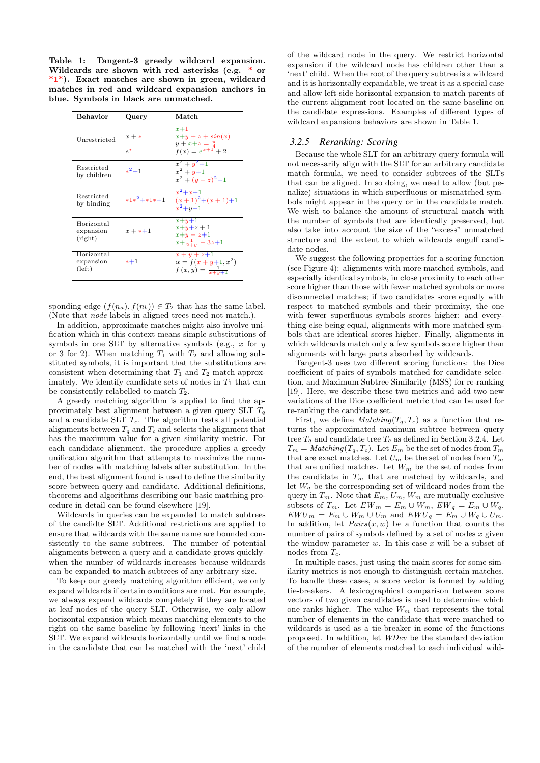**Table 1: Tangent-3 greedy wildcard expansion. Wildcards are shown with red asterisks (e.g. $*$ or $*1*$). Exact matches are shown in green, wildcard matches in red and wildcard expansion anchors in blue. Symbols in black are unmatched.**

| Behavior | Query | Match |
|---|---|---|
| Unrestricted | $x + *$ | $x+1$ |
| | | $x+y+z+sin(x)$ |
| | | $y+x+z=\frac{\pi}{4}$ |
| | $e^*$ | $f(x)=e^{x+1}+2$ |
| Restricted by children | $*^2+1$ | $x^2+y^2+1$ |
| | | $x^2+y+1$ |
| | | $x^2+(y+z)^2+1$ |
| Restricted by binding | $*1*^2+*1*+1$ | $x^2+x+1$ |
| | | $(x+1)^2+(x+1)+1$ |
| | | $x^2+y+1$ |
| Horizontal expansion (right) | $x+*+1$ | $x+y+1$ |
| | | $x+y+z+1$ |
| | | $x+y-z+1$ |
| | | $x+\frac{1}{2+y}-3z+1$ |
| Horizontal expansion (left) | $*+1$ | $x+y+z+1$ |
| | | $\alpha = f(x+y+1, x^2)$ |
| | | $f(x,y)=\frac{1}{x+y+1}$ |

sponding edge $(f(n_a), f(n_b)) \in T_2$ that has the same label. (Note that *node* labels in aligned trees need not match.).

In addition, approximate matches might also involve unification which in this context means simple substitutions of symbols in one SLT by alternative symbols (e.g., $x$ for $y$ or 3 for 2). When matching $T_1$ with $T_2$ and allowing substituted symbols, it is important that the substitutions are consistent when determining that $T_1$ and $T_2$ match approximately. We identify candidate sets of nodes in $T_1$ that can be consistently relabelled to match $T_2$.

A greedy matching algorithm is applied to find the approximately best alignment between a given query SLT $T_q$ and a candidate SLT $T_c$. The algorithm tests all potential alignments between $T_q$ and $T_c$ and selects the alignment that has the maximum value for a given similarity metric. For each candidate alignment, the procedure applies a greedy unification algorithm that attempts to maximize the number of nodes with matching labels after substitution. In the end, the best alignment found is used to define the similarity score between query and candidate. Additional definitions, theorems and algorithms describing our basic matching procedure in detail can be found elsewhere [19].

Wildcards in queries can be expanded to match subtrees of the candidte SLT. Additional restrictions are applied to ensure that wildcards with the same name are bounded consistently to the same subtrees. The number of potential alignments between a query and a candidate grows quickly when the number of wildcards increases because wildcards can be expanded to match subtrees of any arbitrary size.

To keep our greedy matching algorithm efficient, we only expand wildcards if certain conditions are met. For example, we always expand wildcards completely if they are located at leaf nodes of the query SLT. Otherwise, we only allow horizontal expansion which means matching elements to the right on the same baseline by following 'next' links in the SLT. We expand wildcards horizontally until we find a node in the candidate that can be matched with the 'next' child of the wildcard node in the query. We restrict horizontal expansion if the wildcard node has children other than a 'next' child. When the root of the query subtree is a wildcard and it is horizontally expandable, we treat it as a special case and allow left-side horizontal expansion to match parents of the current alignment root located on the same baseline on the candidate expressions. Examples of different types of wildcard expansions behaviors are shown in Table 1.

### 3.2.5 Reranking: Scoring

Because the whole SLT for an arbitrary query formula will not necessarily align with the SLT for an arbitrary candidate match formula, we need to consider subtrees of the SLTs that can be aligned. In so doing, we need to allow (but penalize) situations in which superfluous or mismatched symbols might appear in the query or in the candidate match. We wish to balance the amount of structural match with the number of symbols that are identically preserved, but also take into account the size of the "excess" unmatched structure and the extent to which wildcards engulf candidate nodes.

We suggest the following properties for a scoring function (see Figure 4): alignments with more matched symbols, and especially identical symbols, in close proximity to each other score higher than those with fewer matched symbols or more disconnected matches; if two candidates score equally with respect to matched symbols and their proximity, the one with fewer superfluous symbols scores higher; and everything else being equal, alignments with more matched symbols that are identical scores higher. Finally, alignments in which wildcards match only a few symbols score higher than alignments with large parts absorbed by wildcards.

Tangent-3 uses two different scoring functions: the Dice coefficient of pairs of symbols matched for candidate selection, and Maximum Subtree Similarity (MSS) for re-ranking [19]. Here, we describe these two metrics and add two new variations of the Dice coefficient metric that can be used for re-ranking the candidate set.

First, we define $Matching(T_q, T_c)$ as a function that returns the approximated maximum subtree between query tree $T_q$ and candidate tree $T_c$ as defined in Section 3.2.4. Let $T_m = Matching(T_q, T_c)$. Let $E_m$ be the set of nodes from $T_m$ that are exact matches. Let $U_m$ be the set of nodes from $T_m$ that are unified matches. Let $W_m$ be the set of nodes from the candidate in $T_m$ that are matched by wildcards, and let $W_q$ be the corresponding set of wildcard nodes from the query in $T_m$. Note that $E_m$, $U_m$, $W_m$ are mutually exclusive subsets of $T_m$. Let $EW_m = E_m \cup W_m$, $EW_q = E_m \cup W_q$, $EWU_m = E_m \cup W_m \cup U_m$ and $EWU_q = E_m \cup W_q \cup U_m$. In addition, let $Pairs(x, w)$ be a function that counts the number of pairs of symbols defined by a set of nodes $x$ given the window parameter $w$. In this case $x$ will be a subset of nodes from $T_c$.

In multiple cases, just using the main scores for some similarity metrics is not enough to distinguish certain matches. To handle these cases, a score vector is formed by adding tie-breakers. A lexicographical comparison between score vectors of two given candidates is used to determine which one ranks higher. The value $W_m$ that represents the total number of elements in the candidate that were matched to wildcards is used as a tie-breaker in some of the functions proposed. In addition, let $WDev$ be the standard deviation of the number of elements matched to each individual wild-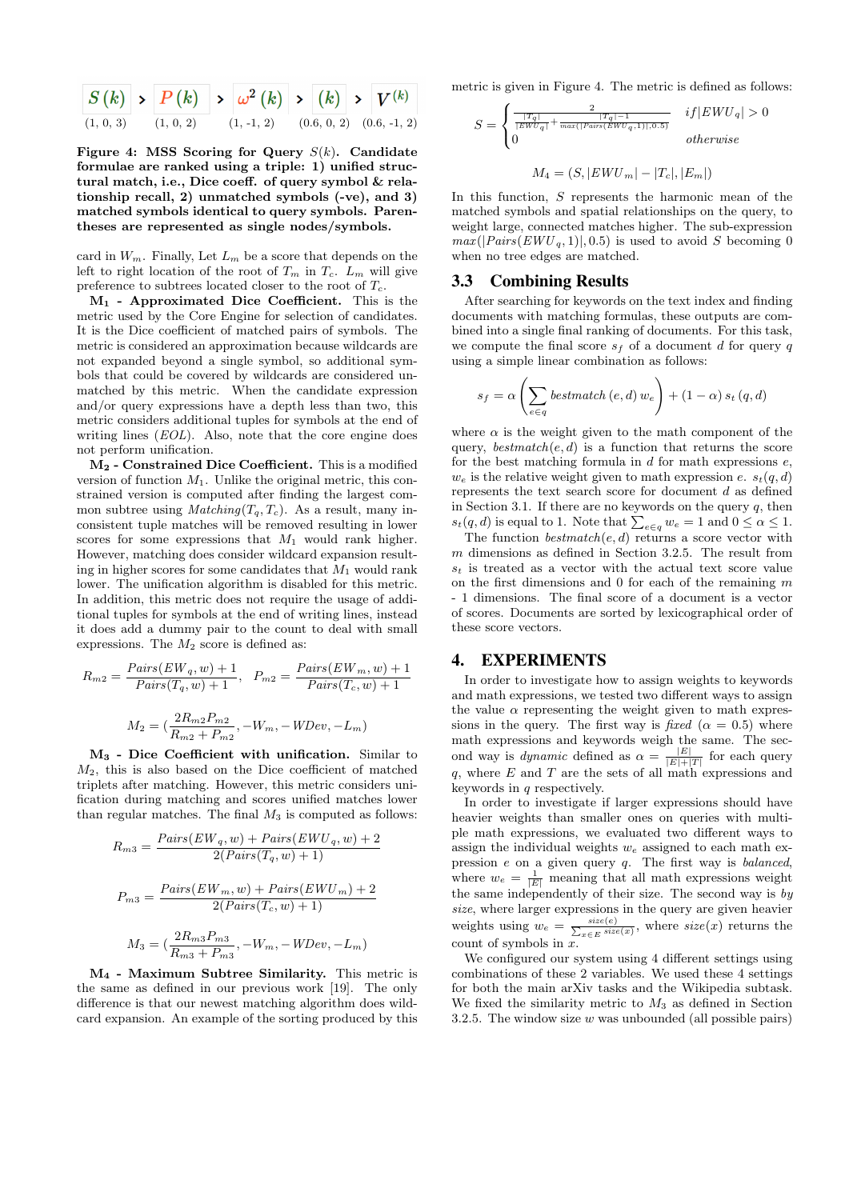$S(k)$ > $P(k)$ > $\omega^2(k)$ > $(k)$ > $V^{(k)}$

(1, 0, 3) (1, 0, 2) (1, -1, 2) (0.6, 0, 2) (0.6, -1, 2)

**Figure 4: MSS Scoring for Query $S(k)$. Candidate formulae are ranked using a triple: 1) unified structural match, i.e., Dice coeff. of query symbol & relationship recall, 2) unmatched symbols (-ve), and 3) matched symbols identical to query symbols. Parentheses are represented as single nodes/symbols.**

card in $W_m$. Finally, Let $L_m$ be a score that depends on the left to right location of the root of $T_m$ in $T_c$. $L_m$ will give preference to subtrees located closer to the root of $T_c$.

**$M_1$ - Approximated Dice Coefficient.** This is the metric used by the Core Engine for selection of candidates. It is the Dice coefficient of matched pairs of symbols. The metric is considered an approximation because wildcards are not expanded beyond a single symbol, so additional symbols that could be covered by wildcards are considered unmatched by this metric. When the candidate expression and/or query expressions have a depth less than two, this metric considers additional tuples for symbols at the end of writing lines (*EOL*). Also, note that the core engine does not perform unification.

**$M_2$ - Constrained Dice Coefficient.** This is a modified version of function $M_1$. Unlike the original metric, this constrained version is computed after finding the largest common subtree using $Matching(T_q, T_c)$. As a result, many inconsistent tuple matches will be removed resulting in lower scores for some expressions that $M_1$ would rank higher. However, matching does consider wildcard expansion resulting in higher scores for some candidates that $M_1$ would rank lower. The unification algorithm is disabled for this metric. In addition, this metric does not require the usage of additional tuples for symbols at the end of writing lines, instead it does add a dummy pair to the count to deal with small expressions. The $M_2$ score is defined as:

$$R_{m2} = \frac{Pairs(EW_q, w) + 1}{Pairs(T_q, w) + 1}, \quad P_{m2} = \frac{Pairs(EW_m, w) + 1}{Pairs(T_c, w) + 1}$$

$$M_2 = \left(\frac{2R_{m2}P_{m2}}{R_{m2} + P_{m2}}, -W_m, -WDev, -L_m\right)$$

**$M_3$ - Dice Coefficient with unification.** Similar to $M_2$, this is also based on the Dice coefficient of matched triplets after matching. However, this metric considers unification during matching and scores unified matches lower than regular matches. The final $M_3$ is computed as follows:

$$R_{m3} = \frac{Pairs(EW_q, w) + Pairs(EWU_q, w) + 2}{2(Pairs(T_q, w) + 1)}$$

$$P_{m3} = \frac{Pairs(EW_m, w) + Pairs(EWU_m) + 2}{2(Pairs(T_c, w) + 1)}$$

$$M_3 = \left(\frac{2R_{m3}P_{m3}}{R_{m3} + P_{m3}}, -W_m, -WDev, -L_m\right)$$

**$M_4$ - Maximum Subtree Similarity.** This metric is the same as defined in our previous work [19]. The only difference is that our newest matching algorithm does wildcard expansion. An example of the sorting produced by this metric is given in Figure 4. The metric is defined as follows:

$$S = \begin{cases} \frac{2}{\frac{|T_q|}{|EWU_q|} + \frac{|T_q| - 1}{max(|Pairs(EWU_q, 1)|, 0.5)}} & if |EWU_q| > 0 \\ 0 & otherwise \end{cases}$$

$$M_4 = (S, |EWU_m| - |T_c|, |E_m|)$$

In this function, $S$ represents the harmonic mean of the matched symbols and spatial relationships on the query, to weight large, connected matches higher. The sub-expression $max(|Pairs(EWU_q, 1)|, 0.5)$ is used to avoid $S$ becoming 0 when no tree edges are matched.

## 3.3 Combining Results

After searching for keywords on the text index and finding documents with matching formulas, these outputs are combined into a single final ranking of documents. For this task, we compute the final score $s_f$ of a document $d$ for query $q$ using a simple linear combination as follows:

$$s_f = \alpha \left( \sum_{e \in q} bestmatch(e, d)\, w_e \right) + (1 - \alpha)\, s_t(q, d)$$

where $\alpha$ is the weight given to the math component of the query, $bestmatch(e, d)$ is a function that returns the score for the best matching formula in $d$ for math expressions $e$, $w_e$ is the relative weight given to math expression $e$. $s_t(q, d)$ represents the text search score for document $d$ as defined in Section 3.1. If there are no keywords on the query $q$, then $s_t(q, d)$ is equal to 1. Note that $\sum_{e \in q} w_e = 1$ and $0 \leq \alpha \leq 1$.

The function $bestmatch(e, d)$ returns a score vector with $m$ dimensions as defined in Section 3.2.5. The result from $s_t$ is treated as a vector with the actual text score value on the first dimensions and 0 for each of the remaining $m$ - 1 dimensions. The final score of a document is a vector of scores. Documents are sorted by lexicographical order of these score vectors.

# 4. EXPERIMENTS

In order to investigate how to assign weights to keywords and math expressions, we tested two different ways to assign the value $\alpha$ representing the weight given to math expressions in the query. The first way is *fixed* ($\alpha = 0.5$) where math expressions and keywords weigh the same. The second way is *dynamic* defined as $\alpha = \frac{|E|}{|E| + |T|}$ for each query $q$, where $E$ and $T$ are the sets of all math expressions and keywords in $q$ respectively.

In order to investigate if larger expressions should have heavier weights than smaller ones on queries with multiple math expressions, we evaluated two different ways to assign the individual weights $w_e$ assigned to each math expression $e$ on a given query $q$. The first way is *balanced*, where $w_e = \frac{1}{|E|}$ meaning that all math expressions weight the same independently of their size. The second way is *by size*, where larger expressions in the query are given heavier weights using $w_e = \frac{size(e)}{\sum_{x \in E} size(x)}$, where $size(x)$ returns the count of symbols in $x$.

We configured our system using 4 different settings using combinations of these 2 variables. We used these 4 settings for both the main arXiv tasks and the Wikipedia subtask. We fixed the similarity metric to $M_3$ as defined in Section 3.2.5. The window size $w$ was unbounded (all possible pairs)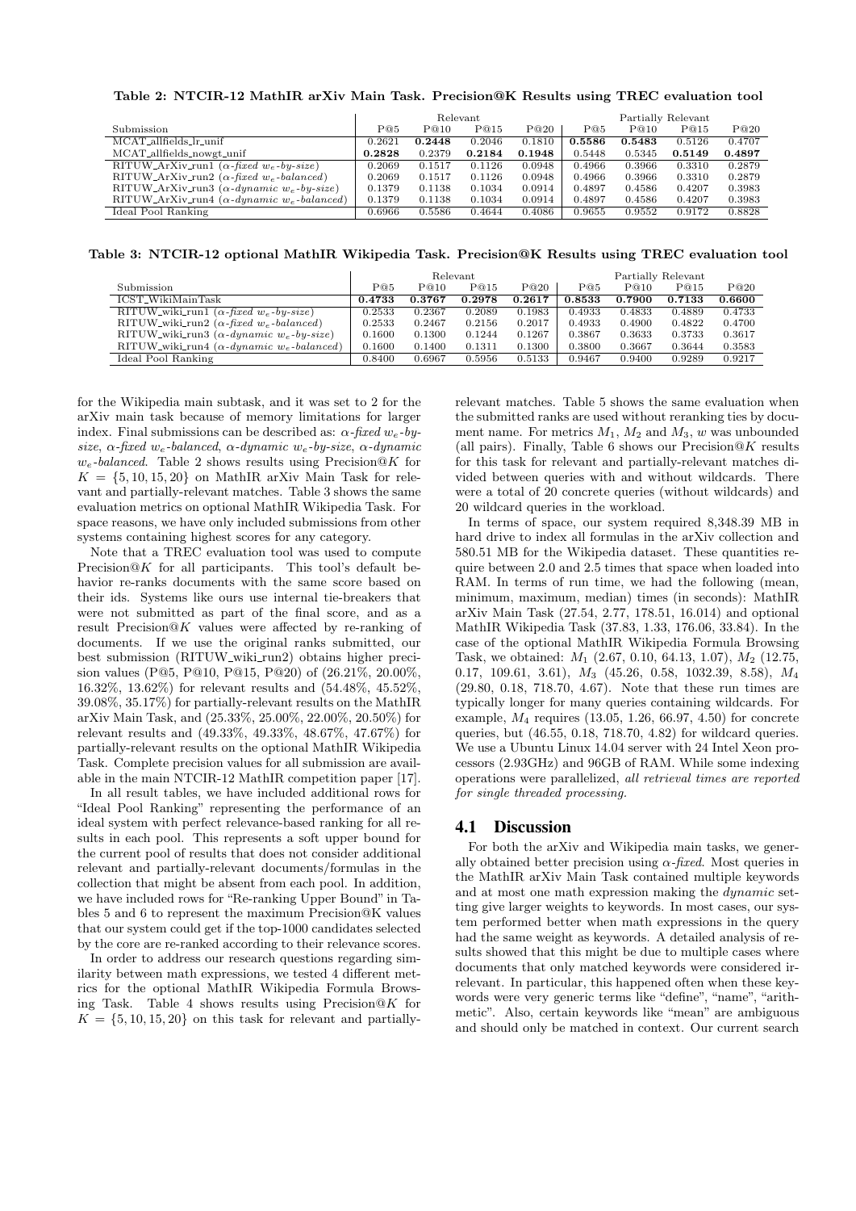**Table 2: NTCIR-12 MathIR arXiv Main Task. Precision@K Results using TREC evaluation tool**

| Submission | Relevant | | | | Partially Relevant | | | |
|---|---|---|---|---|---|---|---|---|
| | P@5 | P@10 | P@15 | P@20 | P@5 | P@10 | P@15 | P@20 |
| MCAT_allfields_lr_unif | 0.2621 | **0.2448** | 0.2046 | 0.1810 | **0.5586** | **0.5483** | 0.5126 | 0.4707 |
| MCAT_allfields_nowgt_unif | **0.2828** | 0.2379 | **0.2184** | **0.1948** | 0.5448 | 0.5345 | **0.5149** | **0.4897** |
| RITUW_ArXiv_run1 (*α-fixed* $w_e$*-by-size*) | 0.2069 | 0.1517 | 0.1126 | 0.0948 | 0.4966 | 0.3966 | 0.3310 | 0.2879 |
| RITUW_ArXiv_run2 (*α-fixed* $w_e$*-balanced*) | 0.2069 | 0.1517 | 0.1126 | 0.0948 | 0.4966 | 0.3966 | 0.3310 | 0.2879 |
| RITUW_ArXiv_run3 (*α-dynamic* $w_e$*-by-size*) | 0.1379 | 0.1138 | 0.1034 | 0.0914 | 0.4897 | 0.4586 | 0.4207 | 0.3983 |
| RITUW_ArXiv_run4 (*α-dynamic* $w_e$*-balanced*) | 0.1379 | 0.1138 | 0.1034 | 0.0914 | 0.4897 | 0.4586 | 0.4207 | 0.3983 |
| Ideal Pool Ranking | 0.6966 | 0.5586 | 0.4644 | 0.4086 | 0.9655 | 0.9552 | 0.9172 | 0.8828 |

**Table 3: NTCIR-12 optional MathIR Wikipedia Task. Precision@K Results using TREC evaluation tool**

| Submission | Relevant | | | | Partially Relevant | | | |
|---|---|---|---|---|---|---|---|---|
| | P@5 | P@10 | P@15 | P@20 | P@5 | P@10 | P@15 | P@20 |
| ICST_WikiMainTask | **0.4733** | **0.3767** | **0.2978** | **0.2617** | **0.8533** | **0.7900** | **0.7133** | **0.6600** |
| RITUW_wiki_run1 (*α-fixed* $w_e$*-by-size*) | 0.2533 | 0.2367 | 0.2089 | 0.1983 | 0.4933 | 0.4833 | 0.4889 | 0.4733 |
| RITUW_wiki_run2 (*α-fixed* $w_e$*-balanced*) | 0.2533 | 0.2467 | 0.2156 | 0.2017 | 0.4933 | 0.4900 | 0.4822 | 0.4700 |
| RITUW_wiki_run3 (*α-dynamic* $w_e$*-by-size*) | 0.1600 | 0.1300 | 0.1244 | 0.1267 | 0.3867 | 0.3633 | 0.3733 | 0.3617 |
| RITUW_wiki_run4 (*α-dynamic* $w_e$*-balanced*) | 0.1600 | 0.1400 | 0.1311 | 0.1300 | 0.3800 | 0.3667 | 0.3644 | 0.3583 |
| Ideal Pool Ranking | 0.8400 | 0.6967 | 0.5956 | 0.5133 | 0.9467 | 0.9400 | 0.9289 | 0.9217 |

for the Wikipedia main subtask, and it was set to 2 for the arXiv main task because of memory limitations for larger index. Final submissions can be described as: *α-fixed* $w_e$*-by-size*, *α-fixed* $w_e$*-balanced*, *α-dynamic* $w_e$*-by-size*, *α-dynamic* $w_e$*-balanced*. Table 2 shows results using Precision@$K$ for $K = \{5, 10, 15, 20\}$ on MathIR arXiv Main Task for relevant and partially-relevant matches. Table 3 shows the same evaluation metrics on optional MathIR Wikipedia Task. For space reasons, we have only included submissions from other systems containing highest scores for any category.

Note that a TREC evaluation tool was used to compute Precision@$K$ for all participants. This tool's default behavior re-ranks documents with the same score based on their ids. Systems like ours use internal tie-breakers that were not submitted as part of the final score, and as a result Precision@$K$ values were affected by re-ranking of documents. If we use the original ranks submitted, our best submission (RITUW_wiki_run2) obtains higher precision values (P@5, P@10, P@15, P@20) of (26.21%, 20.00%, 16.32%, 13.62%) for relevant results and (54.48%, 45.52%, 39.08%, 35.17%) for partially-relevant results on the MathIR arXiv Main Task, and (25.33%, 25.00%, 22.00%, 20.50%) for relevant results and (49.33%, 49.33%, 48.67%, 47.67%) for partially-relevant results on the optional MathIR Wikipedia Task. Complete precision values for all submission are available in the main NTCIR-12 MathIR competition paper [17].

In all result tables, we have included additional rows for "Ideal Pool Ranking" representing the performance of an ideal system with perfect relevance-based ranking for all results in each pool. This represents a soft upper bound for the current pool of results that does not consider additional relevant and partially-relevant documents/formulas in the collection that might be absent from each pool. In addition, we have included rows for "Re-ranking Upper Bound" in Tables 5 and 6 to represent the maximum Precision@K values that our system could get if the top-1000 candidates selected by the core are re-ranked according to their relevance scores.

In order to address our research questions regarding similarity between math expressions, we tested 4 different metrics for the optional MathIR Wikipedia Formula Browsing Task. Table 4 shows results using Precision@$K$ for $K = \{5, 10, 15, 20\}$ on this task for relevant and partially-relevant matches. Table 5 shows the same evaluation when the submitted ranks are used without reranking ties by document name. For metrics $M_1$, $M_2$ and $M_3$, $w$ was unbounded (all pairs). Finally, Table 6 shows our Precision@$K$ results for this task for relevant and partially-relevant matches divided between queries with and without wildcards. There were a total of 20 concrete queries (without wildcards) and 20 wildcard queries in the workload.

In terms of space, our system required 8,348.39 MB in hard drive to index all formulas in the arXiv collection and 580.51 MB for the Wikipedia dataset. These quantities require between 2.0 and 2.5 times that space when loaded into RAM. In terms of run time, we had the following (mean, minimum, maximum, median) times (in seconds): MathIR arXiv Main Task (27.54, 2.77, 178.51, 16.014) and optional MathIR Wikipedia Task (37.83, 1.33, 176.06, 33.84). In the case of the optional MathIR Wikipedia Formula Browsing Task, we obtained: $M_1$ (2.67, 0.10, 64.13, 1.07), $M_2$ (12.75, 0.17, 109.61, 3.61), $M_3$ (45.26, 0.58, 1032.39, 8.58), $M_4$ (29.80, 0.18, 718.70, 4.67). Note that these run times are typically longer for many queries containing wildcards. For example, $M_4$ requires (13.05, 1.26, 66.97, 4.50) for concrete queries, but (46.55, 0.18, 718.70, 4.82) for wildcard queries. We use a Ubuntu Linux 14.04 server with 24 Intel Xeon processors (2.93GHz) and 96GB of RAM. While some indexing operations were parallelized, *all retrieval times are reported for single threaded processing.*

## 4.1 Discussion

For both the arXiv and Wikipedia main tasks, we generally obtained better precision using *α-fixed*. Most queries in the MathIR arXiv Main Task contained multiple keywords and at most one math expression making the *dynamic* setting give larger weights to keywords. In most cases, our system performed better when math expressions in the query had the same weight as keywords. A detailed analysis of results showed that this might be due to multiple cases where documents that only matched keywords were considered irrelevant. In particular, this happened often when these keywords were very generic terms like "define", "name", "arithmetic". Also, certain keywords like "mean" are ambiguous and should only be matched in context. Our current search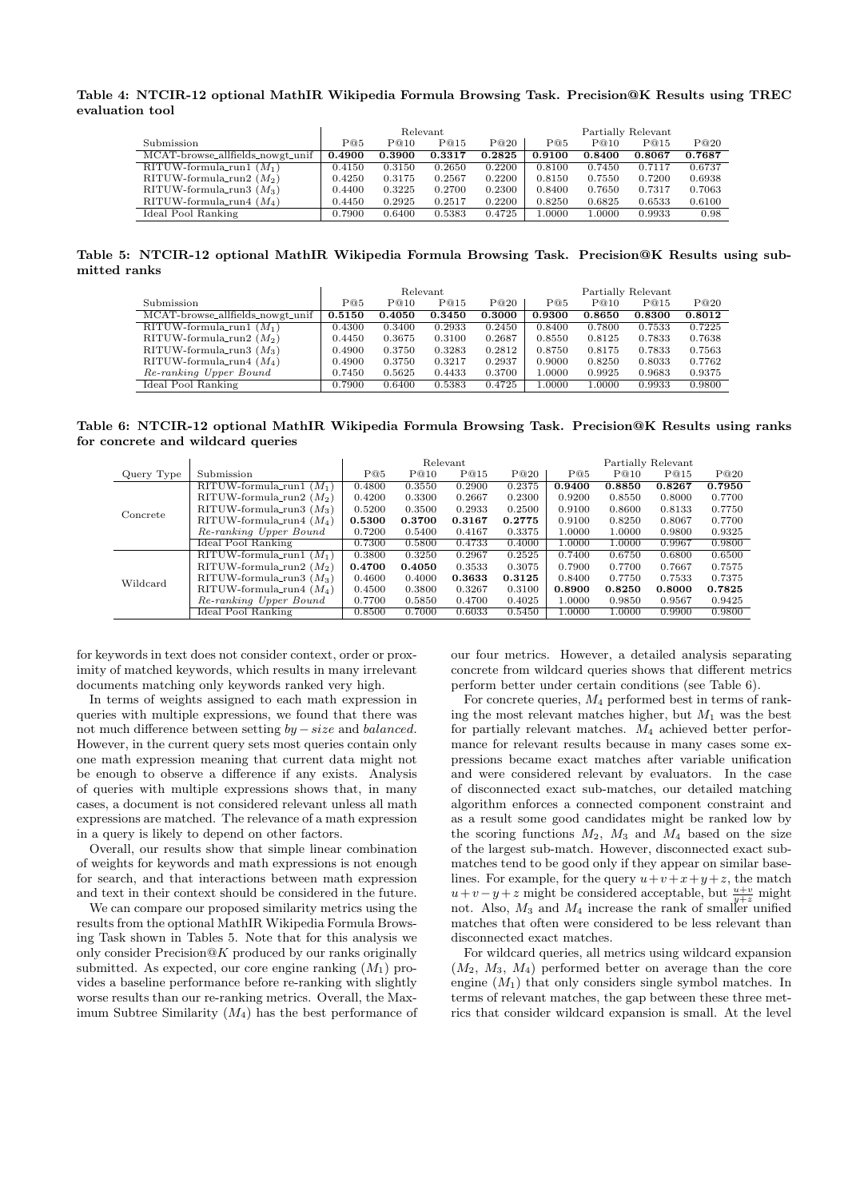**Table 4: NTCIR-12 optional MathIR Wikipedia Formula Browsing Task. Precision@K Results using TREC evaluation tool**

| | Relevant | | | | Partially Relevant | | | |
|---|---|---|---|---|---|---|---|---|
| Submission | P@5 | P@10 | P@15 | P@20 | P@5 | P@10 | P@15 | P@20 |
| MCAT-browse_allfields_nowgt_unif | **0.4900** | **0.3900** | **0.3317** | **0.2825** | **0.9100** | **0.8400** | **0.8067** | **0.7687** |
| RITUW-formula_run1 ($M_1$) | 0.4150 | 0.3150 | 0.2650 | 0.2200 | 0.8100 | 0.7450 | 0.7117 | 0.6737 |
| RITUW-formula_run2 ($M_2$) | 0.4250 | 0.3175 | 0.2567 | 0.2200 | 0.8150 | 0.7550 | 0.7200 | 0.6938 |
| RITUW-formula_run3 ($M_3$) | 0.4400 | 0.3225 | 0.2700 | 0.2300 | 0.8400 | 0.7650 | 0.7317 | 0.7063 |
| RITUW-formula_run4 ($M_4$) | 0.4450 | 0.2925 | 0.2517 | 0.2200 | 0.8250 | 0.6825 | 0.6533 | 0.6100 |
| Ideal Pool Ranking | 0.7900 | 0.6400 | 0.5383 | 0.4725 | 1.0000 | 1.0000 | 0.9933 | 0.98 |

**Table 5: NTCIR-12 optional MathIR Wikipedia Formula Browsing Task. Precision@K Results using submitted ranks**

| | Relevant | | | | Partially Relevant | | | |
|---|---|---|---|---|---|---|---|---|
| Submission | P@5 | P@10 | P@15 | P@20 | P@5 | P@10 | P@15 | P@20 |
| MCAT-browse_allfields_nowgt_unif | **0.5150** | **0.4050** | **0.3450** | **0.3000** | **0.9300** | **0.8650** | **0.8300** | **0.8012** |
| RITUW-formula_run1 ($M_1$) | 0.4300 | 0.3400 | 0.2933 | 0.2450 | 0.8400 | 0.7800 | 0.7533 | 0.7225 |
| RITUW-formula_run2 ($M_2$) | 0.4450 | 0.3675 | 0.3100 | 0.2687 | 0.8550 | 0.8125 | 0.7833 | 0.7638 |
| RITUW-formula_run3 ($M_3$) | 0.4900 | 0.3750 | 0.3283 | 0.2812 | 0.8750 | 0.8175 | 0.7833 | 0.7563 |
| RITUW-formula_run4 ($M_4$) | 0.4900 | 0.3750 | 0.3217 | 0.2937 | 0.9000 | 0.8250 | 0.8033 | 0.7762 |
| *Re-ranking Upper Bound* | 0.7450 | 0.5625 | 0.4433 | 0.3700 | 1.0000 | 0.9925 | 0.9683 | 0.9375 |
| Ideal Pool Ranking | 0.7900 | 0.6400 | 0.5383 | 0.4725 | 1.0000 | 1.0000 | 0.9933 | 0.9800 |

**Table 6: NTCIR-12 optional MathIR Wikipedia Formula Browsing Task. Precision@K Results using ranks for concrete and wildcard queries**

| | | Relevant | | | | Partially Relevant | | | |
|---|---|---|---|---|---|---|---|---|---|
| Query Type | Submission | P@5 | P@10 | P@15 | P@20 | P@5 | P@10 | P@15 | P@20 |
| Concrete | RITUW-formula_run1 ($M_1$) | 0.4800 | 0.3550 | 0.2900 | 0.2375 | **0.9400** | **0.8850** | **0.8267** | **0.7950** |
| | RITUW-formula_run2 ($M_2$) | 0.4200 | 0.3300 | 0.2667 | 0.2300 | 0.9200 | 0.8550 | 0.8000 | 0.7700 |
| | RITUW-formula_run3 ($M_3$) | 0.5200 | 0.3500 | 0.2933 | 0.2500 | 0.9100 | 0.8600 | 0.8133 | 0.7750 |
| | RITUW-formula_run4 ($M_4$) | **0.5300** | **0.3700** | **0.3167** | **0.2775** | 0.9100 | 0.8250 | 0.8067 | 0.7700 |
| | *Re-ranking Upper Bound* | 0.7200 | 0.5400 | 0.4167 | 0.3375 | 1.0000 | 1.0000 | 0.9800 | 0.9325 |
| | Ideal Pool Ranking | 0.7300 | 0.5800 | 0.4733 | 0.4000 | 1.0000 | 1.0000 | 0.9967 | 0.9800 |
| Wildcard | RITUW-formula_run1 ($M_1$) | 0.3800 | 0.3250 | 0.2967 | 0.2525 | 0.7400 | 0.6750 | 0.6800 | 0.6500 |
| | RITUW-formula_run2 ($M_2$) | **0.4700** | **0.4050** | 0.3533 | 0.3075 | 0.7900 | 0.7700 | 0.7667 | 0.7575 |
| | RITUW-formula_run3 ($M_3$) | 0.4600 | 0.4000 | **0.3633** | **0.3125** | 0.8400 | 0.7750 | 0.7533 | 0.7375 |
| | RITUW-formula_run4 ($M_4$) | 0.4500 | 0.3800 | 0.3267 | 0.3100 | **0.8900** | **0.8250** | **0.8000** | **0.7825** |
| | *Re-ranking Upper Bound* | 0.7700 | 0.5850 | 0.4700 | 0.4025 | 1.0000 | 0.9850 | 0.9567 | 0.9425 |
| | Ideal Pool Ranking | 0.8500 | 0.7000 | 0.6033 | 0.5450 | 1.0000 | 1.0000 | 0.9900 | 0.9800 |

for keywords in text does not consider context, order or proximity of matched keywords, which results in many irrelevant documents matching only keywords ranked very high.

In terms of weights assigned to each math expression in queries with multiple expressions, we found that there was not much difference between setting *by − size* and *balanced*. However, in the current query sets most queries contain only one math expression meaning that current data might not be enough to observe a difference if any exists. Analysis of queries with multiple expressions shows that, in many cases, a document is not considered relevant unless all math expressions are matched. The relevance of a math expression in a query is likely to depend on other factors.

Overall, our results show that simple linear combination of weights for keywords and math expressions is not enough for search, and that interactions between math expression and text in their context should be considered in the future.

We can compare our proposed similarity metrics using the results from the optional MathIR Wikipedia Formula Browsing Task shown in Tables 5. Note that for this analysis we only consider Precision@$K$ produced by our ranks originally submitted. As expected, our core engine ranking ($M_1$) provides a baseline performance before re-ranking with slightly worse results than our re-ranking metrics. Overall, the Maximum Subtree Similarity ($M_4$) has the best performance of our four metrics. However, a detailed analysis separating concrete from wildcard queries shows that different metrics perform better under certain conditions (see Table 6).

For concrete queries, $M_4$ performed best in terms of ranking the most relevant matches higher, but $M_1$ was the best for partially relevant matches. $M_4$ achieved better performance for relevant results because in many cases some expressions became exact matches after variable unification and were considered relevant by evaluators. In the case of disconnected exact sub-matches, our detailed matching algorithm enforces a connected component constraint and as a result some good candidates might be ranked low by the scoring functions $M_2$, $M_3$ and $M_4$ based on the size of the largest sub-match. However, disconnected exact sub-matches tend to be good only if they appear on similar baselines. For example, for the query $u+v+x+y+z$, the match $u+v-y+z$ might be considered acceptable, but $\frac{u+v}{y+z}$ might not. Also, $M_3$ and $M_4$ increase the rank of smaller unified matches that often were considered to be less relevant than disconnected exact matches.

For wildcard queries, all metrics using wildcard expansion ($M_2$, $M_3$, $M_4$) performed better on average than the core engine ($M_1$) that only considers single symbol matches. In terms of relevant matches, the gap between these three metrics that consider wildcard expansion is small. At the level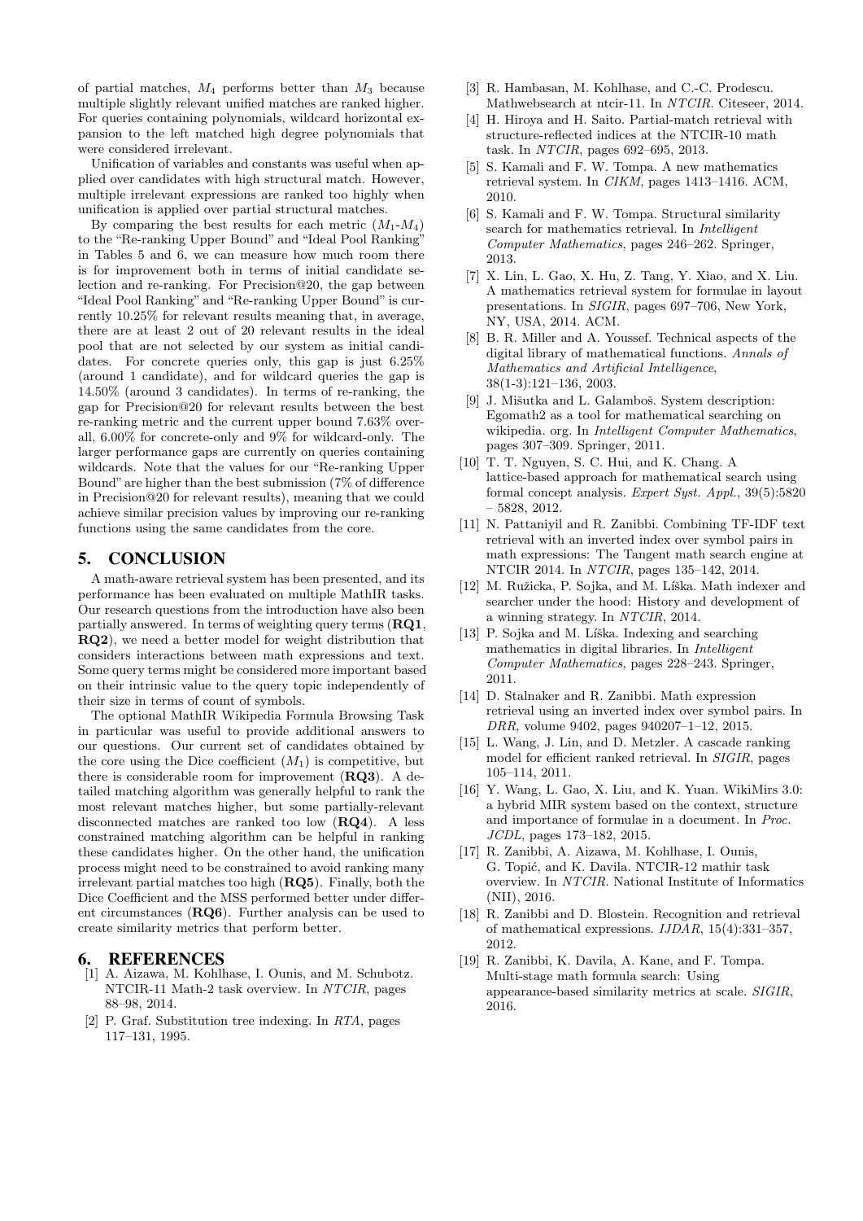of partial matches, $M_4$ performs better than $M_3$ because multiple slightly relevant unified matches are ranked higher. For queries containing polynomials, wildcard horizontal expansion to the left matched high degree polynomials that were considered irrelevant.

Unification of variables and constants was useful when applied over candidates with high structural match. However, multiple irrelevant expressions are ranked too highly when unification is applied over partial structural matches.

By comparing the best results for each metric ($M_1$-$M_4$) to the "Re-ranking Upper Bound" and "Ideal Pool Ranking" in Tables 5 and 6, we can measure how much room there is for improvement both in terms of initial candidate selection and re-ranking. For Precision@20, the gap between "Ideal Pool Ranking" and "Re-ranking Upper Bound" is currently 10.25% for relevant results meaning that, in average, there are at least 2 out of 20 relevant results in the ideal pool that are not selected by our system as initial candidates. For concrete queries only, this gap is just 6.25% (around 1 candidate), and for wildcard queries the gap is 14.50% (around 3 candidates). In terms of re-ranking, the gap for Precision@20 for relevant results between the best re-ranking metric and the current upper bound 7.63% overall, 6.00% for concrete-only and 9% for wildcard-only. The larger performance gaps are currently on queries containing wildcards. Note that the values for our "Re-ranking Upper Bound" are higher than the best submission (7% of difference in Precision@20 for relevant results), meaning that we could achieve similar precision values by improving our re-ranking functions using the same candidates from the core.

## 5. CONCLUSION

A math-aware retrieval system has been presented, and its performance has been evaluated on multiple MathIR tasks. Our research questions from the introduction have also been partially answered. In terms of weighting query terms (**RQ1**, **RQ2**), we need a better model for weight distribution that considers interactions between math expressions and text. Some query terms might be considered more important based on their intrinsic value to the query topic independently of their size in terms of count of symbols.

The optional MathIR Wikipedia Formula Browsing Task in particular was useful to provide additional answers to our questions. Our current set of candidates obtained by the core using the Dice coefficient ($M_1$) is competitive, but there is considerable room for improvement (**RQ3**). A detailed matching algorithm was generally helpful to rank the most relevant matches higher, but some partially-relevant disconnected matches are ranked too low (**RQ4**). A less constrained matching algorithm can be helpful in ranking these candidates higher. On the other hand, the unification process might need to be constrained to avoid ranking many irrelevant partial matches too high (**RQ5**). Finally, both the Dice Coefficient and the MSS performed better under different circumstances (**RQ6**). Further analysis can be used to create similarity metrics that perform better.

## 6. REFERENCES

[1] A. Aizawa, M. Kohlhase, I. Ounis, and M. Schubotz. NTCIR-11 Math-2 task overview. In *NTCIR*, pages 88–98, 2014.

[2] P. Graf. Substitution tree indexing. In *RTA*, pages 117–131, 1995.

[3] R. Hambasan, M. Kohlhase, and C.-C. Prodescu. Mathwebsearch at ntcir-11. In *NTCIR*. Citeseer, 2014.

[4] H. Hiroya and H. Saito. Partial-match retrieval with structure-reflected indices at the NTCIR-10 math task. In *NTCIR*, pages 692–695, 2013.

[5] S. Kamali and F. W. Tompa. A new mathematics retrieval system. In *CIKM*, pages 1413–1416. ACM, 2010.

[6] S. Kamali and F. W. Tompa. Structural similarity search for mathematics retrieval. In *Intelligent Computer Mathematics*, pages 246–262. Springer, 2013.

[7] X. Lin, L. Gao, X. Hu, Z. Tang, Y. Xiao, and X. Liu. A mathematics retrieval system for formulae in layout presentations. In *SIGIR*, pages 697–706, New York, NY, USA, 2014. ACM.

[8] B. R. Miller and A. Youssef. Technical aspects of the digital library of mathematical functions. *Annals of Mathematics and Artificial Intelligence*, 38(1-3):121–136, 2003.

[9] J. Mišutka and L. Galamboš. System description: Egomath2 as a tool for mathematical searching on wikipedia. org. In *Intelligent Computer Mathematics*, pages 307–309. Springer, 2011.

[10] T. T. Nguyen, S. C. Hui, and K. Chang. A lattice-based approach for mathematical search using formal concept analysis. *Expert Syst. Appl.*, 39(5):5820 – 5828, 2012.

[11] N. Pattaniyil and R. Zanibbi. Combining TF-IDF text retrieval with an inverted index over symbol pairs in math expressions: The Tangent math search engine at NTCIR 2014. In *NTCIR*, pages 135–142, 2014.

[12] M. Ružicka, P. Sojka, and M. Líška. Math indexer and searcher under the hood: History and development of a winning strategy. In *NTCIR*, 2014.

[13] P. Sojka and M. Líška. Indexing and searching mathematics in digital libraries. In *Intelligent Computer Mathematics*, pages 228–243. Springer, 2011.

[14] D. Stalnaker and R. Zanibbi. Math expression retrieval using an inverted index over symbol pairs. In *DRR*, volume 9402, pages 940207–1–12, 2015.

[15] L. Wang, J. Lin, and D. Metzler. A cascade ranking model for efficient ranked retrieval. In *SIGIR*, pages 105–114, 2011.

[16] Y. Wang, L. Gao, X. Liu, and K. Yuan. WikiMirs 3.0: a hybrid MIR system based on the context, structure and importance of formulae in a document. In *Proc. JCDL*, pages 173–182, 2015.

[17] R. Zanibbi, A. Aizawa, M. Kohlhase, I. Ounis, G. Topić, and K. Davila. NTCIR-12 mathir task overview. In *NTCIR*. National Institute of Informatics (NII), 2016.

[18] R. Zanibbi and D. Blostein. Recognition and retrieval of mathematical expressions. *IJDAR*, 15(4):331–357, 2012.

[19] R. Zanibbi, K. Davila, A. Kane, and F. Tompa. Multi-stage math formula search: Using appearance-based similarity metrics at scale. *SIGIR*, 2016.